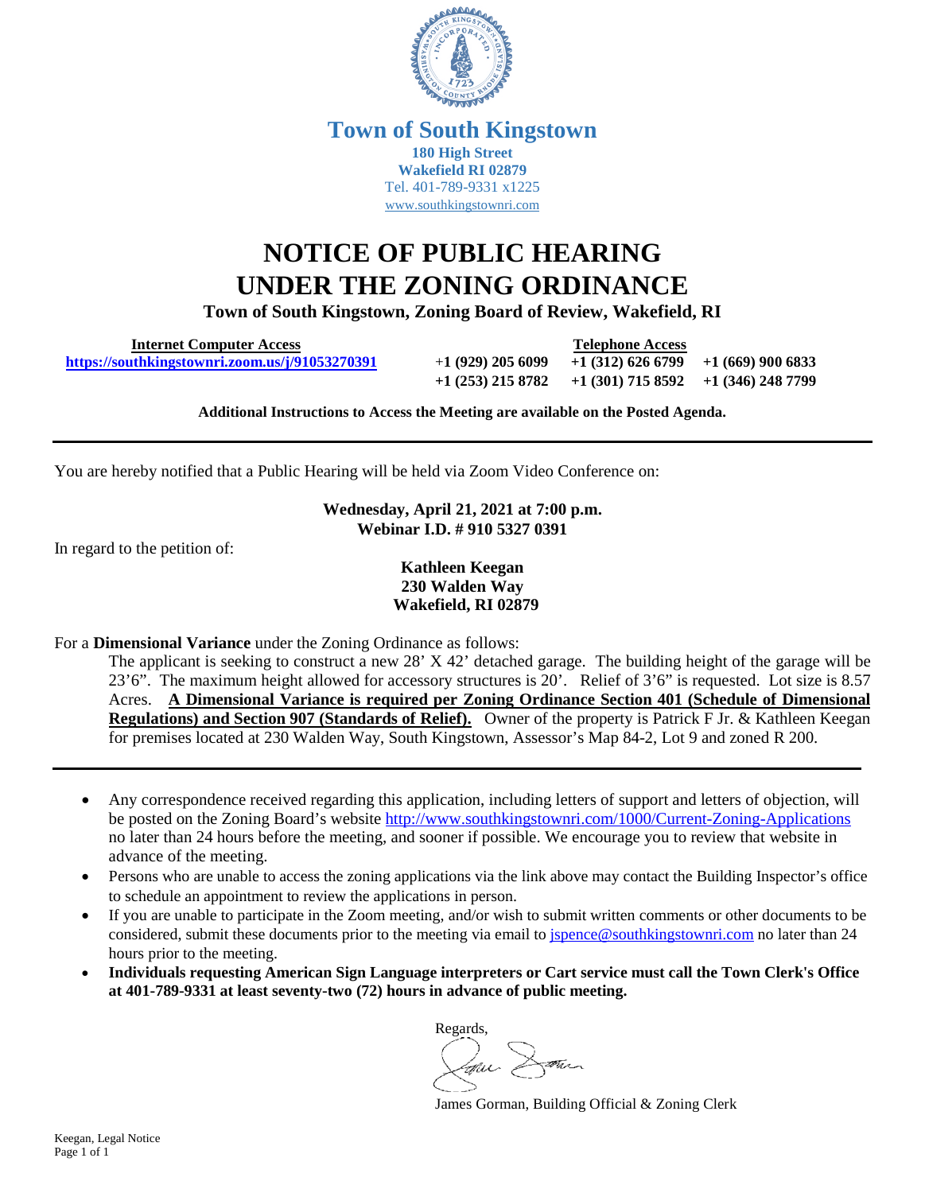# Town of South Kingstown

**180 High Street**
**Wakefield RI 02879**
Tel. 401-789-9331 x1225
www.southkingstownri.com

# NOTICE OF PUBLIC HEARING UNDER THE ZONING ORDINANCE

**Town of South Kingstown, Zoning Board of Review, Wakefield, RI**

| **Internet Computer Access** | **Telephone Access** | | |
|---|---|---|---|
| **https://southkingstownri.zoom.us/j/91053270391** | **+1 (929) 205 6099** | **+1 (312) 626 6799** | **+1 (669) 900 6833** |
| | **+1 (253) 215 8782** | **+1 (301) 715 8592** | **+1 (346) 248 7799** |

**Additional Instructions to Access the Meeting are available on the Posted Agenda.**

---

You are hereby notified that a Public Hearing will be held via Zoom Video Conference on:

**Wednesday, April 21, 2021 at 7:00 p.m.**
**Webinar I.D. # 910 5327 0391**

In regard to the petition of:

**Kathleen Keegan**
**230 Walden Way**
**Wakefield, RI 02879**

For a **Dimensional Variance** under the Zoning Ordinance as follows:

The applicant is seeking to construct a new 28' X 42' detached garage. The building height of the garage will be 23'6". The maximum height allowed for accessory structures is 20'. Relief of 3'6" is requested. Lot size is 8.57 Acres. **A Dimensional Variance is required per Zoning Ordinance Section 401 (Schedule of Dimensional Regulations) and Section 907 (Standards of Relief).** Owner of the property is Patrick F Jr. & Kathleen Keegan for premises located at 230 Walden Way, South Kingstown, Assessor's Map 84-2, Lot 9 and zoned R 200.

---

- Any correspondence received regarding this application, including letters of support and letters of objection, will be posted on the Zoning Board's website http://www.southkingstownri.com/1000/Current-Zoning-Applications no later than 24 hours before the meeting, and sooner if possible. We encourage you to review that website in advance of the meeting.
- Persons who are unable to access the zoning applications via the link above may contact the Building Inspector's office to schedule an appointment to review the applications in person.
- If you are unable to participate in the Zoom meeting, and/or wish to submit written comments or other documents to be considered, submit these documents prior to the meeting via email to jspence@southkingstownri.com no later than 24 hours prior to the meeting.
- **Individuals requesting American Sign Language interpreters or Cart service must call the Town Clerk's Office at 401-789-9331 at least seventy-two (72) hours in advance of public meeting.**

Regards,

James Gorman, Building Official & Zoning Clerk

Keegan, Legal Notice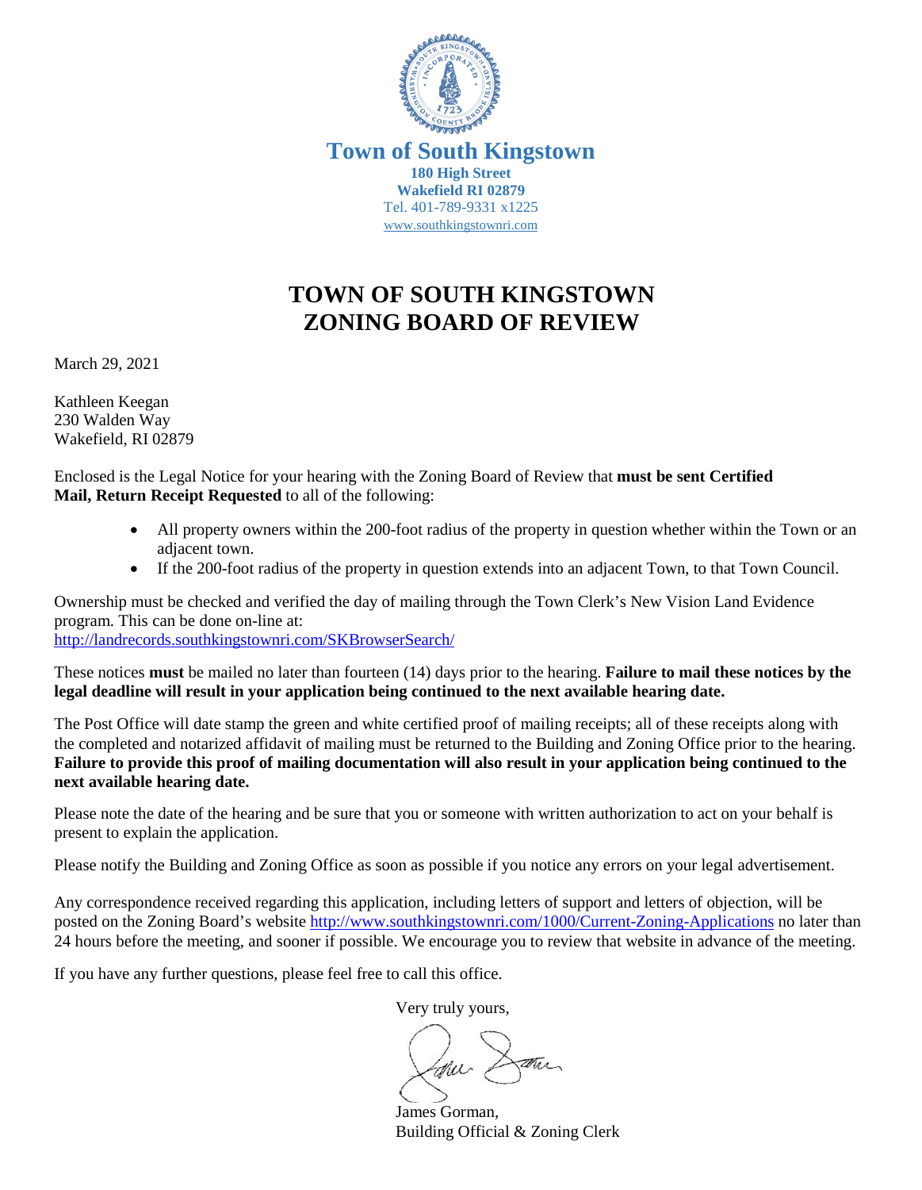**Town of South Kingstown**
**180 High Street**
**Wakefield RI 02879**
Tel. 401-789-9331 x1225
www.southkingstownri.com

# TOWN OF SOUTH KINGSTOWN
# ZONING BOARD OF REVIEW

March 29, 2021

Kathleen Keegan
230 Walden Way
Wakefield, RI 02879

Enclosed is the Legal Notice for your hearing with the Zoning Board of Review that **must be sent Certified Mail, Return Receipt Requested** to all of the following:

- All property owners within the 200-foot radius of the property in question whether within the Town or an adjacent town.
- If the 200-foot radius of the property in question extends into an adjacent Town, to that Town Council.

Ownership must be checked and verified the day of mailing through the Town Clerk's New Vision Land Evidence program. This can be done on-line at:
http://landrecords.southkingstownri.com/SKBrowserSearch/

These notices **must** be mailed no later than fourteen (14) days prior to the hearing. **Failure to mail these notices by the legal deadline will result in your application being continued to the next available hearing date.**

The Post Office will date stamp the green and white certified proof of mailing receipts; all of these receipts along with the completed and notarized affidavit of mailing must be returned to the Building and Zoning Office prior to the hearing. **Failure to provide this proof of mailing documentation will also result in your application being continued to the next available hearing date.**

Please note the date of the hearing and be sure that you or someone with written authorization to act on your behalf is present to explain the application.

Please notify the Building and Zoning Office as soon as possible if you notice any errors on your legal advertisement.

Any correspondence received regarding this application, including letters of support and letters of objection, will be posted on the Zoning Board's website http://www.southkingstownri.com/1000/Current-Zoning-Applications no later than 24 hours before the meeting, and sooner if possible. We encourage you to review that website in advance of the meeting.

If you have any further questions, please feel free to call this office.

Very truly yours,

James Gorman,
Building Official & Zoning Clerk